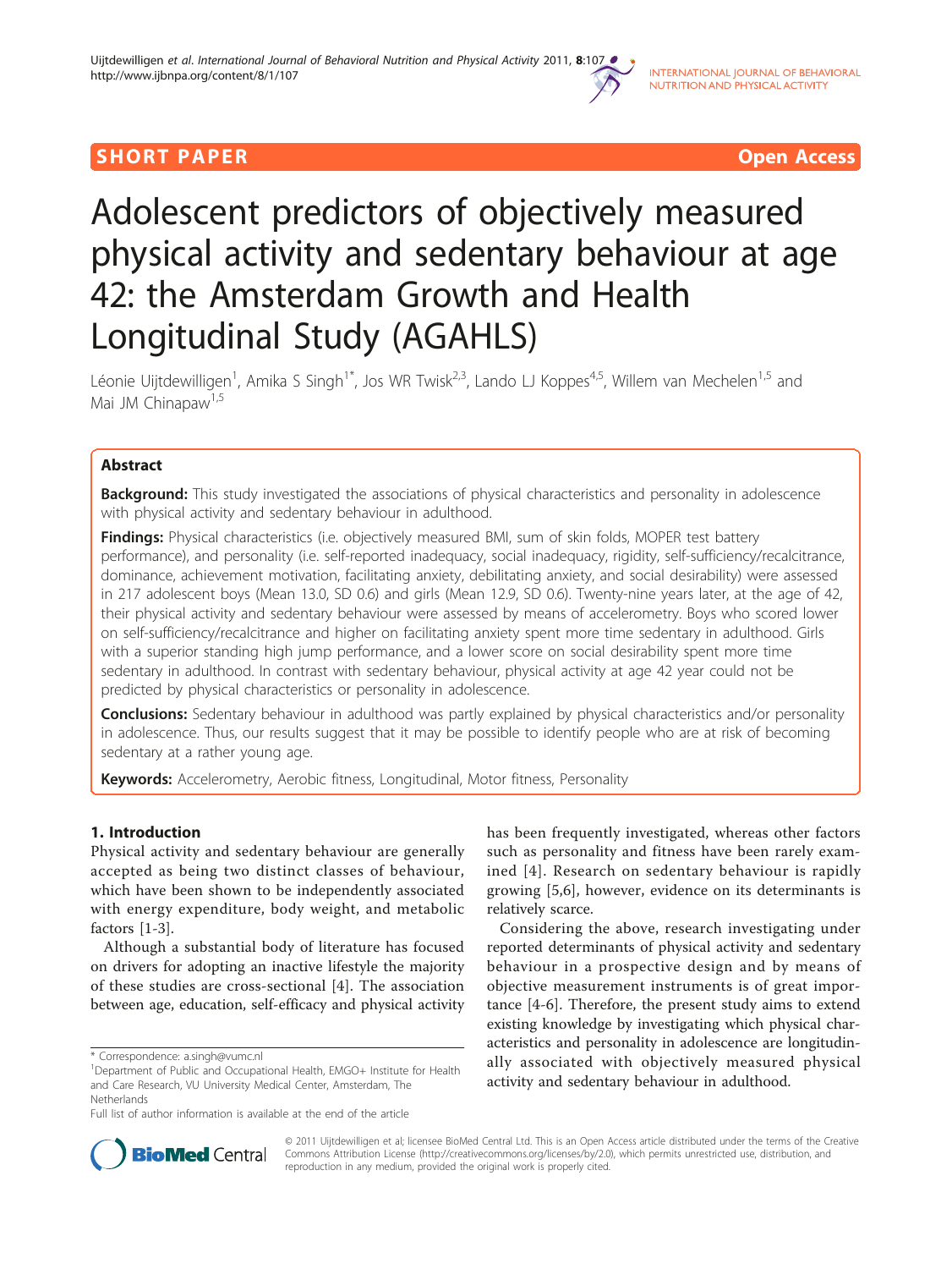SHORT PAPER Open Access

# Adolescent predictors of objectively measured physical activity and sedentary behaviour at age 42: the Amsterdam Growth and Health Longitudinal Study (AGAHLS)

Léonie Uijtdewilligen[1], Amika S Singh[1*], Jos WR Twisk[2,3], Lando LJ Koppes[4,5], Willem van Mechelen[1,5] and Mai JM Chinapaw[1,5]

## Abstract

**Background:** This study investigated the associations of physical characteristics and personality in adolescence with physical activity and sedentary behaviour in adulthood.

**Findings:** Physical characteristics (i.e. objectively measured BMI, sum of skin folds, MOPER test battery performance), and personality (i.e. self-reported inadequacy, social inadequacy, rigidity, self-sufficiency/recalcitrance, dominance, achievement motivation, facilitating anxiety, debilitating anxiety, and social desirability) were assessed in 217 adolescent boys (Mean 13.0, SD 0.6) and girls (Mean 12.9, SD 0.6). Twenty-nine years later, at the age of 42, their physical activity and sedentary behaviour were assessed by means of accelerometry. Boys who scored lower on self-sufficiency/recalcitrance and higher on facilitating anxiety spent more time sedentary in adulthood. Girls with a superior standing high jump performance, and a lower score on social desirability spent more time sedentary in adulthood. In contrast with sedentary behaviour, physical activity at age 42 year could not be predicted by physical characteristics or personality in adolescence.

**Conclusions:** Sedentary behaviour in adulthood was partly explained by physical characteristics and/or personality in adolescence. Thus, our results suggest that it may be possible to identify people who are at risk of becoming sedentary at a rather young age.

**Keywords:** Accelerometry, Aerobic fitness, Longitudinal, Motor fitness, Personality

## 1. Introduction

Physical activity and sedentary behaviour are generally accepted as being two distinct classes of behaviour, which have been shown to be independently associated with energy expenditure, body weight, and metabolic factors [1-3].

Although a substantial body of literature has focused on drivers for adopting an inactive lifestyle the majority of these studies are cross-sectional [4]. The association between age, education, self-efficacy and physical activity has been frequently investigated, whereas other factors such as personality and fitness have been rarely examined [4]. Research on sedentary behaviour is rapidly growing [5,6], however, evidence on its determinants is relatively scarce.

Considering the above, research investigating under reported determinants of physical activity and sedentary behaviour in a prospective design and by means of objective measurement instruments is of great importance [4-6]. Therefore, the present study aims to extend existing knowledge by investigating which physical characteristics and personality in adolescence are longitudinally associated with objectively measured physical activity and sedentary behaviour in adulthood.

\* Correspondence: a.singh@vumc.nl
[1]Department of Public and Occupational Health, EMGO+ Institute for Health and Care Research, VU University Medical Center, Amsterdam, The Netherlands
Full list of author information is available at the end of the article

© 2011 Uijtdewilligen et al; licensee BioMed Central Ltd. This is an Open Access article distributed under the terms of the Creative Commons Attribution License (http://creativecommons.org/licenses/by/2.0), which permits unrestricted use, distribution, and reproduction in any medium, provided the original work is properly cited.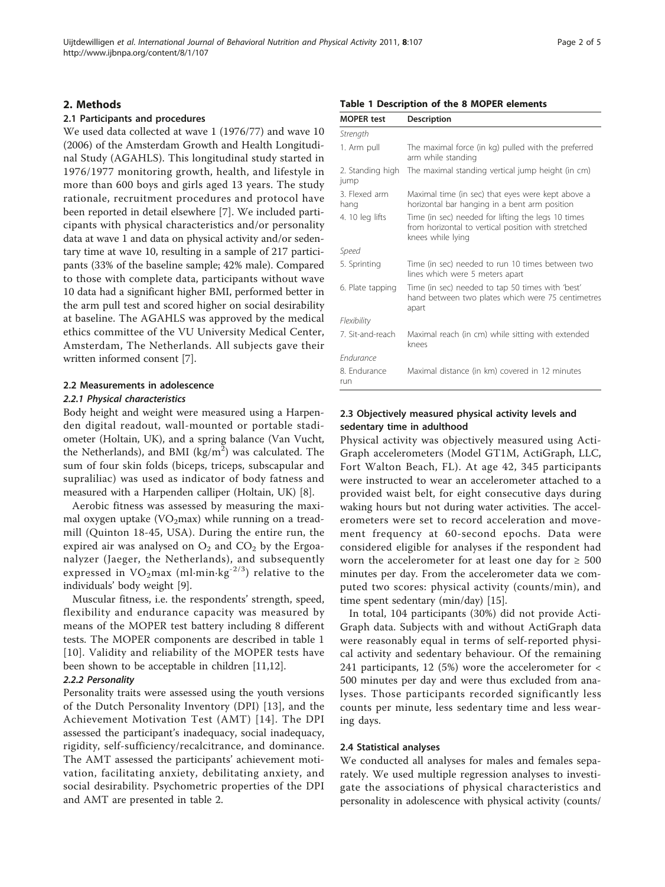## 2. Methods

### 2.1 Participants and procedures

We used data collected at wave 1 (1976/77) and wave 10 (2006) of the Amsterdam Growth and Health Longitudinal Study (AGAHLS). This longitudinal study started in 1976/1977 monitoring growth, health, and lifestyle in more than 600 boys and girls aged 13 years. The study rationale, recruitment procedures and protocol have been reported in detail elsewhere [7]. We included participants with physical characteristics and/or personality data at wave 1 and data on physical activity and/or sedentary time at wave 10, resulting in a sample of 217 participants (33% of the baseline sample; 42% male). Compared to those with complete data, participants without wave 10 data had a significant higher BMI, performed better in the arm pull test and scored higher on social desirability at baseline. The AGAHLS was approved by the medical ethics committee of the VU University Medical Center, Amsterdam, The Netherlands. All subjects gave their written informed consent [7].

### 2.2 Measurements in adolescence

#### 2.2.1 Physical characteristics

Body height and weight were measured using a Harpenden digital readout, wall-mounted or portable stadiometer (Holtain, UK), and a spring balance (Van Vucht, the Netherlands), and BMI ($kg/m^2$) was calculated. The sum of four skin folds (biceps, triceps, subscapular and supraliliac) was used as indicator of body fatness and measured with a Harpenden calliper (Holtain, UK) [8].

Aerobic fitness was assessed by measuring the maximal oxygen uptake ($VO_2max$) while running on a treadmill (Quinton 18-45, USA). During the entire run, the expired air was analysed on $O_2$ and $CO_2$ by the Ergoanalyzer (Jaeger, the Netherlands), and subsequently expressed in $VO_2max$ ($ml \cdot min \cdot kg^{-2/3}$) relative to the individuals' body weight [9].

Muscular fitness, i.e. the respondents' strength, speed, flexibility and endurance capacity was measured by means of the MOPER test battery including 8 different tests. The MOPER components are described in table 1 [10]. Validity and reliability of the MOPER tests have been shown to be acceptable in children [11,12].

#### 2.2.2 Personality

Personality traits were assessed using the youth versions of the Dutch Personality Inventory (DPI) [13], and the Achievement Motivation Test (AMT) [14]. The DPI assessed the participant's inadequacy, social inadequacy, rigidity, self-sufficiency/recalcitrance, and dominance. The AMT assessed the participants' achievement motivation, facilitating anxiety, debilitating anxiety, and social desirability. Psychometric properties of the DPI and AMT are presented in table 2.

**Table 1 Description of the 8 MOPER elements**

| MOPER test | Description |
|---|---|
| *Strength* | |
| 1. Arm pull | The maximal force (in kg) pulled with the preferred arm while standing |
| 2. Standing high jump | The maximal standing vertical jump height (in cm) |
| 3. Flexed arm hang | Maximal time (in sec) that eyes were kept above a horizontal bar hanging in a bent arm position |
| 4. 10 leg lifts | Time (in sec) needed for lifting the legs 10 times from horizontal to vertical position with stretched knees while lying |
| *Speed* | |
| 5. Sprinting | Time (in sec) needed to run 10 times between two lines which were 5 meters apart |
| 6. Plate tapping | Time (in sec) needed to tap 50 times with 'best' hand between two plates which were 75 centimetres apart |
| *Flexibility* | |
| 7. Sit-and-reach | Maximal reach (in cm) while sitting with extended knees |
| *Endurance* | |
| 8. Endurance run | Maximal distance (in km) covered in 12 minutes |

### 2.3 Objectively measured physical activity levels and sedentary time in adulthood

Physical activity was objectively measured using ActiGraph accelerometers (Model GT1M, ActiGraph, LLC, Fort Walton Beach, FL). At age 42, 345 participants were instructed to wear an accelerometer attached to a provided waist belt, for eight consecutive days during waking hours but not during water activities. The accelerometers were set to record acceleration and movement frequency at 60-second epochs. Data were considered eligible for analyses if the respondent had worn the accelerometer for at least one day for ≥ 500 minutes per day. From the accelerometer data we computed two scores: physical activity (counts/min), and time spent sedentary (min/day) [15].

In total, 104 participants (30%) did not provide ActiGraph data. Subjects with and without ActiGraph data were reasonably equal in terms of self-reported physical activity and sedentary behaviour. Of the remaining 241 participants, 12 (5%) wore the accelerometer for < 500 minutes per day and were thus excluded from analyses. Those participants recorded significantly less counts per minute, less sedentary time and less wearing days.

### 2.4 Statistical analyses

We conducted all analyses for males and females separately. We used multiple regression analyses to investigate the associations of physical characteristics and personality in adolescence with physical activity (counts/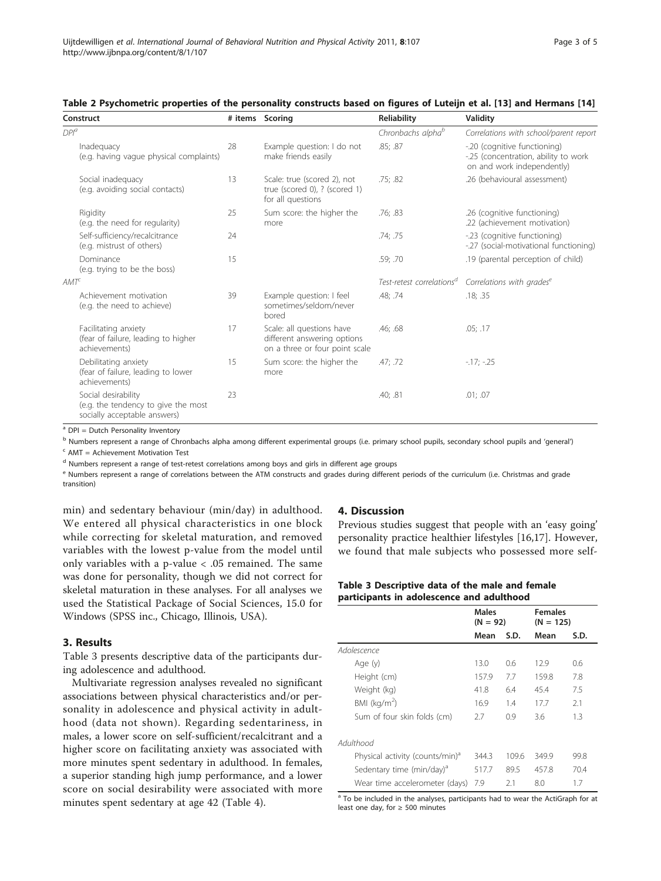**Table 2 Psychometric properties of the personality constructs based on figures of Luteijn et al. [13] and Hermans [14]**

| Construct | # items | Scoring | Reliability | Validity |
|---|---|---|---|---|
| *DPI*[a] | | | *Chronbachs alpha*[b] | *Correlations with school/parent report* |
| Inadequacy (e.g. having vague physical complaints) | 28 | Example question: I do not make friends easily | .85; .87 | -.20 (cognitive functioning) -.25 (concentration, ability to work on and work independently) |
| Social inadequacy (e.g. avoiding social contacts) | 13 | Scale: true (scored 2), not true (scored 0), ? (scored 1) for all questions | .75; .82 | .26 (behavioural assessment) |
| Rigidity (e.g. the need for regularity) | 25 | Sum score: the higher the more | .76; .83 | .26 (cognitive functioning) .22 (achievement motivation) |
| Self-sufficiency/recalcitrance (e.g. mistrust of others) | 24 | | .74; .75 | -.23 (cognitive functioning) -.27 (social-motivational functioning) |
| Dominance (e.g. trying to be the boss) | 15 | | .59; .70 | .19 (parental perception of child) |
| *AMT*[c] | | | *Test-retest correlations*[d] | *Correlations with grades*[e] |
| Achievement motivation (e.g. the need to achieve) | 39 | Example question: I feel sometimes/seldom/never bored | .48; .74 | .18; .35 |
| Facilitating anxiety (fear of failure, leading to higher achievements) | 17 | Scale: all questions have different answering options on a three or four point scale | .46; .68 | .05; .17 |
| Debilitating anxiety (fear of failure, leading to lower achievements) | 15 | Sum score: the higher the more | .47; .72 | -.17; -.25 |
| Social desirability (e.g. the tendency to give the most socially acceptable answers) | 23 | | .40; .81 | .01; .07 |

[a] DPI = Dutch Personality Inventory

[b] Numbers represent a range of Chronbachs alpha among different experimental groups (i.e. primary school pupils, secondary school pupils and 'general')

[c] AMT = Achievement Motivation Test

[d] Numbers represent a range of test-retest correlations among boys and girls in different age groups

[e] Numbers represent a range of correlations between the ATM constructs and grades during different periods of the curriculum (i.e. Christmas and grade transition)

min) and sedentary behaviour (min/day) in adulthood. We entered all physical characteristics in one block while correcting for skeletal maturation, and removed variables with the lowest p-value from the model until only variables with a p-value < .05 remained. The same was done for personality, though we did not correct for skeletal maturation in these analyses. For all analyses we used the Statistical Package of Social Sciences, 15.0 for Windows (SPSS inc., Chicago, Illinois, USA).

## 3. Results

Table 3 presents descriptive data of the participants during adolescence and adulthood.

Multivariate regression analyses revealed no significant associations between physical characteristics and/or personality in adolescence and physical activity in adulthood (data not shown). Regarding sedentariness, in males, a lower score on self-sufficient/recalcitrant and a higher score on facilitating anxiety was associated with more minutes spent sedentary in adulthood. In females, a superior standing high jump performance, and a lower score on social desirability were associated with more minutes spent sedentary at age 42 (Table 4).

## 4. Discussion

Previous studies suggest that people with an 'easy going' personality practice healthier lifestyles [16,17]. However, we found that male subjects who possessed more self-

**Table 3 Descriptive data of the male and female participants in adolescence and adulthood**

| | Males (N = 92) | | Females (N = 125) | |
|---|---|---|---|---|
| | Mean | S.D. | Mean | S.D. |
| *Adolescence* | | | | |
| Age (y) | 13.0 | 0.6 | 12.9 | 0.6 |
| Height (cm) | 157.9 | 7.7 | 159.8 | 7.8 |
| Weight (kg) | 41.8 | 6.4 | 45.4 | 7.5 |
| BMI (kg/m$^2$) | 16.9 | 1.4 | 17.7 | 2.1 |
| Sum of four skin folds (cm) | 2.7 | 0.9 | 3.6 | 1.3 |
| *Adulthood* | | | | |
| Physical activity (counts/min)[a] | 344.3 | 109.6 | 349.9 | 99.8 |
| Sedentary time (min/day)[a] | 517.7 | 89.5 | 457.8 | 70.4 |
| Wear time accelerometer (days) | 7.9 | 2.1 | 8.0 | 1.7 |

[a] To be included in the analyses, participants had to wear the ActiGraph for at least one day, for ≥ 500 minutes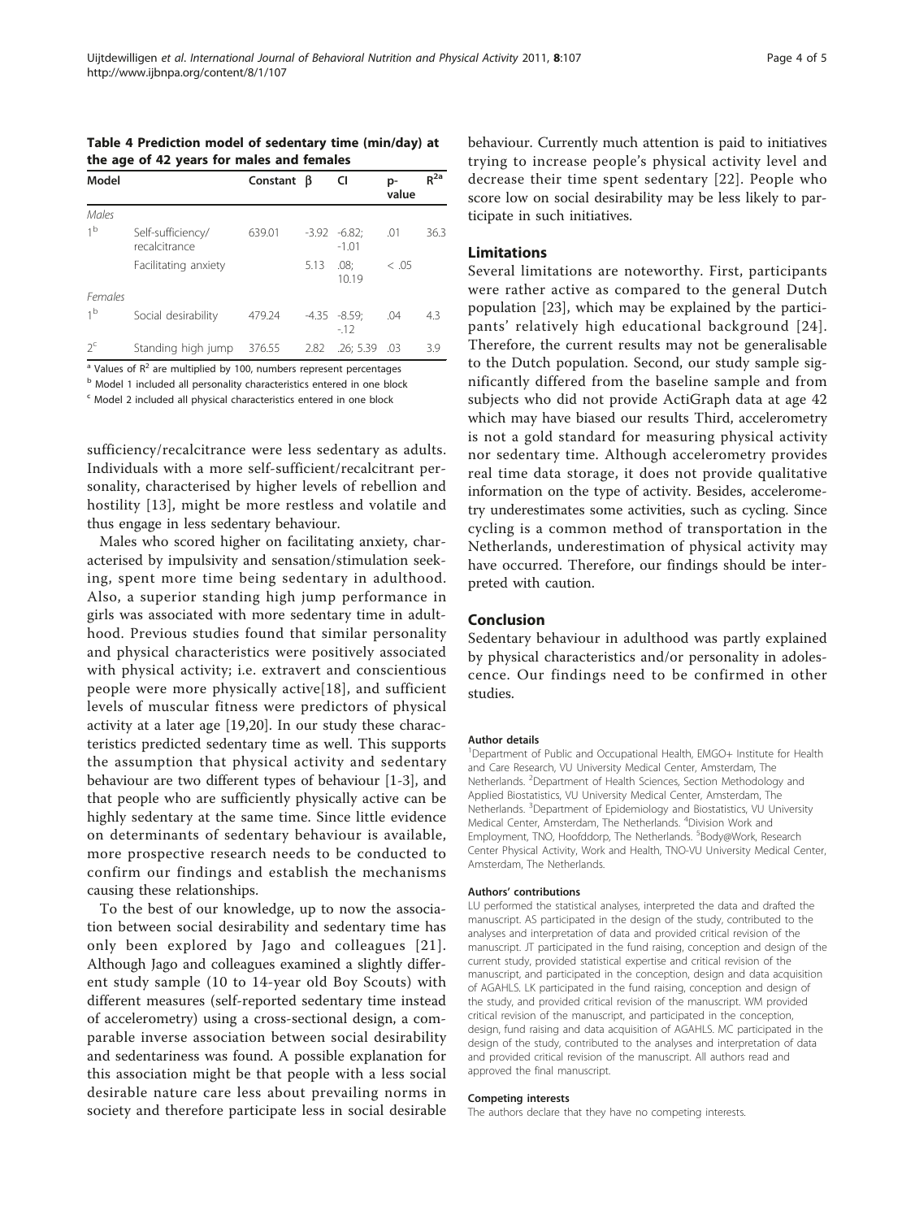**Table 4 Prediction model of sedentary time (min/day) at the age of 42 years for males and females**

| Model | | Constant | β | CI | p-value | $R^{2a}$ |
|---|---|---|---|---|---|---|
| *Males* | | | | | | |
| 1[b] | Self-sufficiency/ recalcitrance | 639.01 | -3.92 | -6.82; -1.01 | .01 | 36.3 |
| | Facilitating anxiety | | 5.13 | .08; 10.19 | < .05 | |
| *Females* | | | | | | |
| 1[b] | Social desirability | 479.24 | -4.35 | -8.59; -.12 | .04 | 4.3 |
| 2[c] | Standing high jump | 376.55 | 2.82 | .26; 5.39 | .03 | 3.9 |

[a] Values of $R^2$ are multiplied by 100, numbers represent percentages

[b] Model 1 included all personality characteristics entered in one block

[c] Model 2 included all physical characteristics entered in one block

sufficiency/recalcitrance were less sedentary as adults. Individuals with a more self-sufficient/recalcitrant personality, characterised by higher levels of rebellion and hostility [13], might be more restless and volatile and thus engage in less sedentary behaviour.

Males who scored higher on facilitating anxiety, characterised by impulsivity and sensation/stimulation seeking, spent more time being sedentary in adulthood. Also, a superior standing high jump performance in girls was associated with more sedentary time in adulthood. Previous studies found that similar personality and physical characteristics were positively associated with physical activity; i.e. extravert and conscientious people were more physically active[18], and sufficient levels of muscular fitness were predictors of physical activity at a later age [19,20]. In our study these characteristics predicted sedentary time as well. This supports the assumption that physical activity and sedentary behaviour are two different types of behaviour [1-3], and that people who are sufficiently physically active can be highly sedentary at the same time. Since little evidence on determinants of sedentary behaviour is available, more prospective research needs to be conducted to confirm our findings and establish the mechanisms causing these relationships.

To the best of our knowledge, up to now the association between social desirability and sedentary time has only been explored by Jago and colleagues [21]. Although Jago and colleagues examined a slightly different study sample (10 to 14-year old Boy Scouts) with different measures (self-reported sedentary time instead of accelerometry) using a cross-sectional design, a comparable inverse association between social desirability and sedentariness was found. A possible explanation for this association might be that people with a less social desirable nature care less about prevailing norms in society and therefore participate less in social desirable behaviour. Currently much attention is paid to initiatives trying to increase people's physical activity level and decrease their time spent sedentary [22]. People who score low on social desirability may be less likely to participate in such initiatives.

## Limitations

Several limitations are noteworthy. First, participants were rather active as compared to the general Dutch population [23], which may be explained by the participants' relatively high educational background [24]. Therefore, the current results may not be generalisable to the Dutch population. Second, our study sample significantly differed from the baseline sample and from subjects who did not provide ActiGraph data at age 42 which may have biased our results Third, accelerometry is not a gold standard for measuring physical activity nor sedentary time. Although accelerometry provides real time data storage, it does not provide qualitative information on the type of activity. Besides, accelerometry underestimates some activities, such as cycling. Since cycling is a common method of transportation in the Netherlands, underestimation of physical activity may have occurred. Therefore, our findings should be interpreted with caution.

## Conclusion

Sedentary behaviour in adulthood was partly explained by physical characteristics and/or personality in adolescence. Our findings need to be confirmed in other studies.

#### Author details

[1]Department of Public and Occupational Health, EMGO+ Institute for Health and Care Research, VU University Medical Center, Amsterdam, The Netherlands. [2]Department of Health Sciences, Section Methodology and Applied Biostatistics, VU University Medical Center, Amsterdam, The Netherlands. [3]Department of Epidemiology and Biostatistics, VU University Medical Center, Amsterdam, The Netherlands. [4]Division Work and Employment, TNO, Hoofddorp, The Netherlands. [5]Body@Work, Research Center Physical Activity, Work and Health, TNO-VU University Medical Center, Amsterdam, The Netherlands.

#### Authors' contributions

LU performed the statistical analyses, interpreted the data and drafted the manuscript. AS participated in the design of the study, contributed to the analyses and interpretation of data and provided critical revision of the manuscript. JT participated in the fund raising, conception and design of the current study, provided statistical expertise and critical revision of the manuscript, and participated in the conception, design and data acquisition of AGAHLS. LK participated in the fund raising, conception and design of the study, and provided critical revision of the manuscript. WM provided critical revision of the manuscript, and participated in the conception, design, fund raising and data acquisition of AGAHLS. MC participated in the design of the study, contributed to the analyses and interpretation of data and provided critical revision of the manuscript. All authors read and approved the final manuscript.

#### Competing interests

The authors declare that they have no competing interests.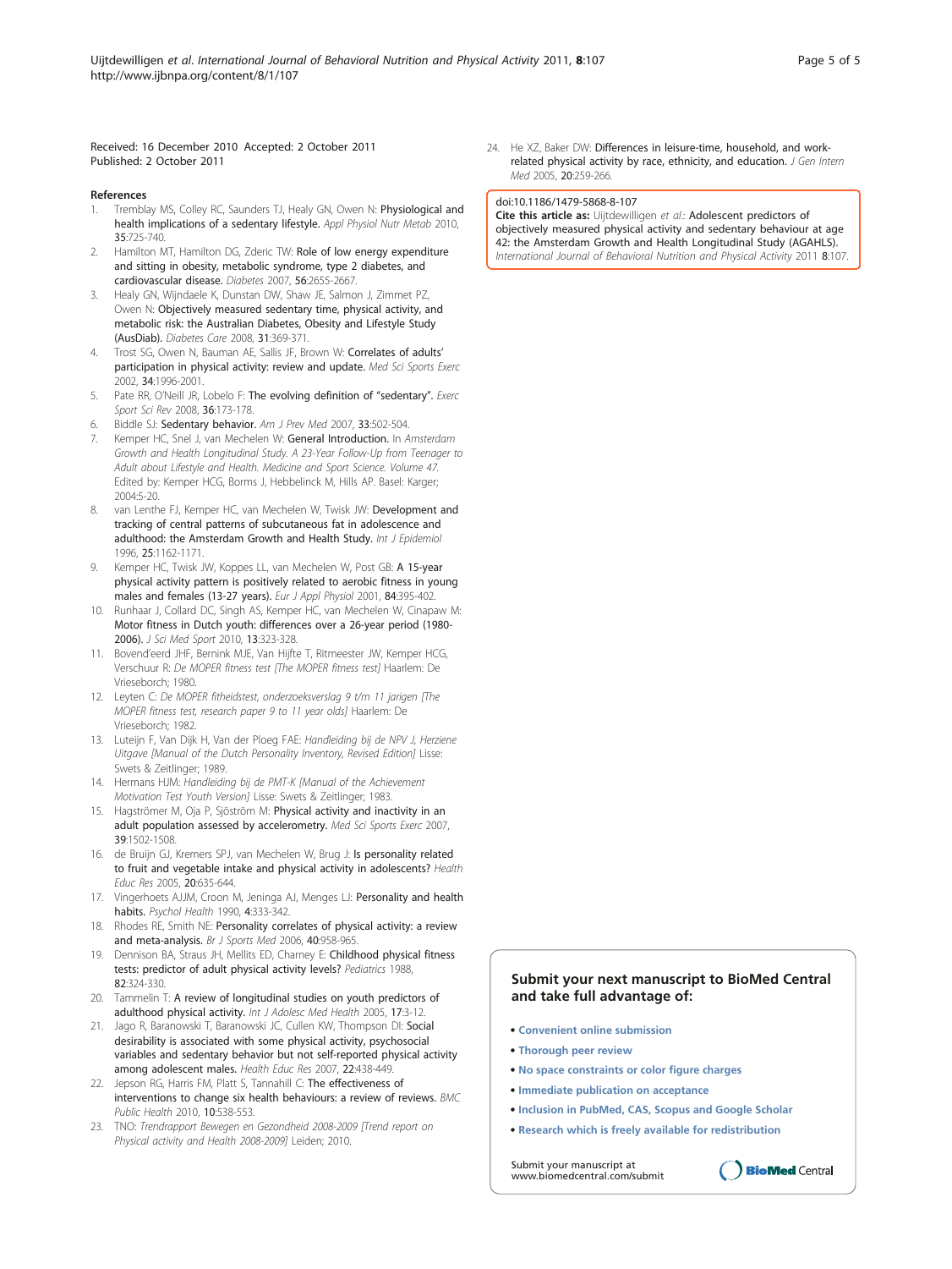Received: 16 December 2010 Accepted: 2 October 2011
Published: 2 October 2011

## References

1. Tremblay MS, Colley RC, Saunders TJ, Healy GN, Owen N: **Physiological and health implications of a sedentary lifestyle.** *Appl Physiol Nutr Metab* 2010, **35**:725-740.
2. Hamilton MT, Hamilton DG, Zderic TW: **Role of low energy expenditure and sitting in obesity, metabolic syndrome, type 2 diabetes, and cardiovascular disease.** *Diabetes* 2007, **56**:2655-2667.
3. Healy GN, Wijndaele K, Dunstan DW, Shaw JE, Salmon J, Zimmet PZ, Owen N: **Objectively measured sedentary time, physical activity, and metabolic risk: the Australian Diabetes, Obesity and Lifestyle Study (AusDiab).** *Diabetes Care* 2008, **31**:369-371.
4. Trost SG, Owen N, Bauman AE, Sallis JF, Brown W: **Correlates of adults' participation in physical activity: review and update.** *Med Sci Sports Exerc* 2002, **34**:1996-2001.
5. Pate RR, O'Neill JR, Lobelo F: **The evolving definition of "sedentary".** *Exerc Sport Sci Rev* 2008, **36**:173-178.
6. Biddle SJ: **Sedentary behavior.** *Am J Prev Med* 2007, **33**:502-504.
7. Kemper HC, Snel J, van Mechelen W: **General Introduction.** In *Amsterdam Growth and Health Longitudinal Study. A 23-Year Follow-Up from Teenager to Adult about Lifestyle and Health. Medicine and Sport Science. Volume 47.* Edited by: Kemper HCG, Borms J, Hebbelinck M, Hills AP. Basel: Karger; 2004:5-20.
8. van Lenthe FJ, Kemper HC, van Mechelen W, Twisk JW: **Development and tracking of central patterns of subcutaneous fat in adolescence and adulthood: the Amsterdam Growth and Health Study.** *Int J Epidemiol* 1996, **25**:1162-1171.
9. Kemper HC, Twisk JW, Koppes LL, van Mechelen W, Post GB: **A 15-year physical activity pattern is positively related to aerobic fitness in young males and females (13-27 years).** *Eur J Appl Physiol* 2001, **84**:395-402.
10. Runhaar J, Collard DC, Singh AS, Kemper HC, van Mechelen W, Cinapaw M: **Motor fitness in Dutch youth: differences over a 26-year period (1980-2006).** *J Sci Med Sport* 2010, **13**:323-328.
11. Bovend'eerd JHF, Bernink MJE, Van Hijfte T, Ritmeester JW, Kemper HCG, Verschuur R: *De MOPER fitness test [The MOPER fitness test]* Haarlem: De Vrieseborch; 1980.
12. Leyten C: *De MOPER fitheidstest, onderzoeksverslag 9 t/m 11 jarigen [The MOPER fitness test, research paper 9 to 11 year olds]* Haarlem: De Vrieseborch; 1982.
13. Luteijn F, Van Dijk H, Van der Ploeg FAE: *Handleiding bij de NPV J, Herziene Uitgave [Manual of the Dutch Personality Inventory, Revised Edition]* Lisse: Swets & Zeitlinger; 1989.
14. Hermans HJM: *Handleiding bij de PMT-K [Manual of the Achievement Motivation Test Youth Version]* Lisse: Swets & Zeitlinger; 1983.
15. Hagströmer M, Oja P, Sjöström M: **Physical activity and inactivity in an adult population assessed by accelerometry.** *Med Sci Sports Exerc* 2007, **39**:1502-1508.
16. de Bruijn GJ, Kremers SPJ, van Mechelen W, Brug J: **Is personality related to fruit and vegetable intake and physical activity in adolescents?** *Health Educ Res* 2005, **20**:635-644.
17. Vingerhoets AJJM, Croon M, Jeninga AJ, Menges LJ: **Personality and health habits.** *Psychol Health* 1990, **4**:333-342.
18. Rhodes RE, Smith NE: **Personality correlates of physical activity: a review and meta-analysis.** *Br J Sports Med* 2006, **40**:958-965.
19. Dennison BA, Straus JH, Mellits ED, Charney E: **Childhood physical fitness tests: predictor of adult physical activity levels?** *Pediatrics* 1988, **82**:324-330.
20. Tammelin T: **A review of longitudinal studies on youth predictors of adulthood physical activity.** *Int J Adolesc Med Health* 2005, **17**:3-12.
21. Jago R, Baranowski T, Baranowski JC, Cullen KW, Thompson DI: **Social desirability is associated with some physical activity, psychosocial variables and sedentary behavior but not self-reported physical activity among adolescent males.** *Health Educ Res* 2007, **22**:438-449.
22. Jepson RG, Harris FM, Platt S, Tannahill C: **The effectiveness of interventions to change six health behaviours: a review of reviews.** *BMC Public Health* 2010, **10**:538-553.
23. TNO: *Trendrapport Bewegen en Gezondheid 2008-2009 [Trend report on Physical activity and Health 2008-2009]* Leiden; 2010.
24. He XZ, Baker DW: **Differences in leisure-time, household, and work-related physical activity by race, ethnicity, and education.** *J Gen Intern Med* 2005, **20**:259-266.

doi:10.1186/1479-5868-8-107

**Cite this article as:** Uijtdewilligen *et al.*: Adolescent predictors of objectively measured physical activity and sedentary behaviour at age 42: the Amsterdam Growth and Health Longitudinal Study (AGAHLS). *International Journal of Behavioral Nutrition and Physical Activity* 2011 **8**:107.

**Submit your next manuscript to BioMed Central and take full advantage of:**

- Convenient online submission
- Thorough peer review
- No space constraints or color figure charges
- Immediate publication on acceptance
- Inclusion in PubMed, CAS, Scopus and Google Scholar
- Research which is freely available for redistribution

Submit your manuscript at
www.biomedcentral.com/submit

BioMed Central